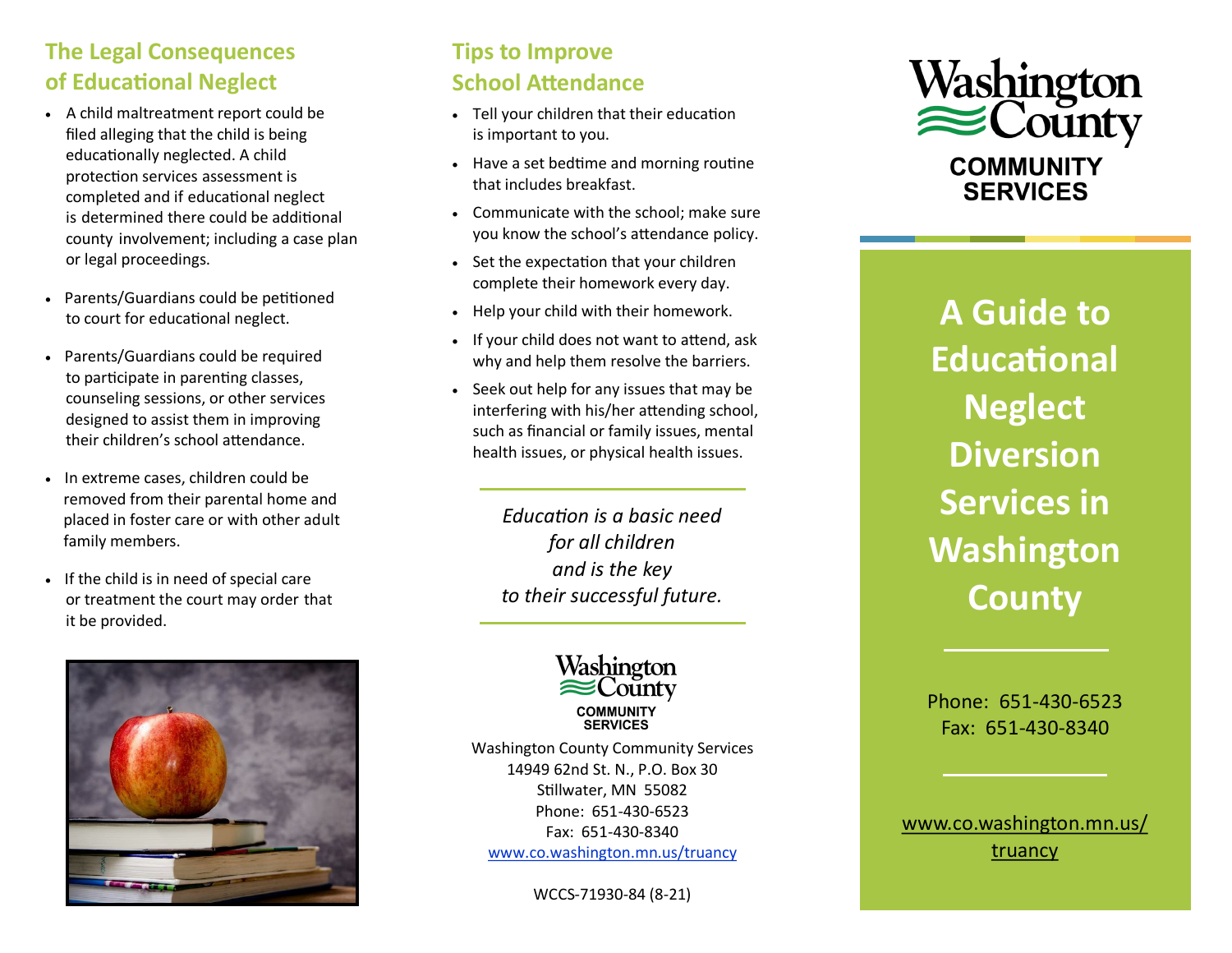## The Legal Consequences of Educational Neglect

- A child maltreatment report could be filed alleging that the child is being educationally neglected. A child protection services assessment is completed and if educational neglect is determined there could be additional county involvement; including a case plan or legal proceedings.
- Parents/Guardians could be petitioned to court for educational neglect.
- Parents/Guardians could be required to participate in parenting classes, counseling sessions, or other services designed to assist them in improving their children's school attendance.
- In extreme cases, children could be removed from their parental home and placed in foster care or with other adult family members.
- If the child is in need of special care or treatment the court may order that it be provided.

## Tips to Improve School Attendance

- Tell your children that their education is important to you.
- Have a set bedtime and morning routine that includes breakfast.
- Communicate with the school; make sure you know the school's attendance policy.
- Set the expectation that your children complete their homework every day.
- Help your child with their homework.
- If your child does not want to attend, ask why and help them resolve the barriers.
- Seek out help for any issues that may be interfering with his/her attending school, such as financial or family issues, mental health issues, or physical health issues.

---

*Education is a basic need for all children and is the key to their successful future.*

---

Washington County COMMUNITY SERVICES

Washington County Community Services
14949 62nd St. N., P.O. Box 30
Stillwater, MN 55082
Phone: 651-430-6523
Fax: 651-430-8340
www.co.washington.mn.us/truancy

WCCS-71930-84 (8-21)

Washington County COMMUNITY SERVICES

# A Guide to Educational Neglect Diversion Services in Washington County

Phone: 651-430-6523
Fax: 651-430-8340

www.co.washington.mn.us/truancy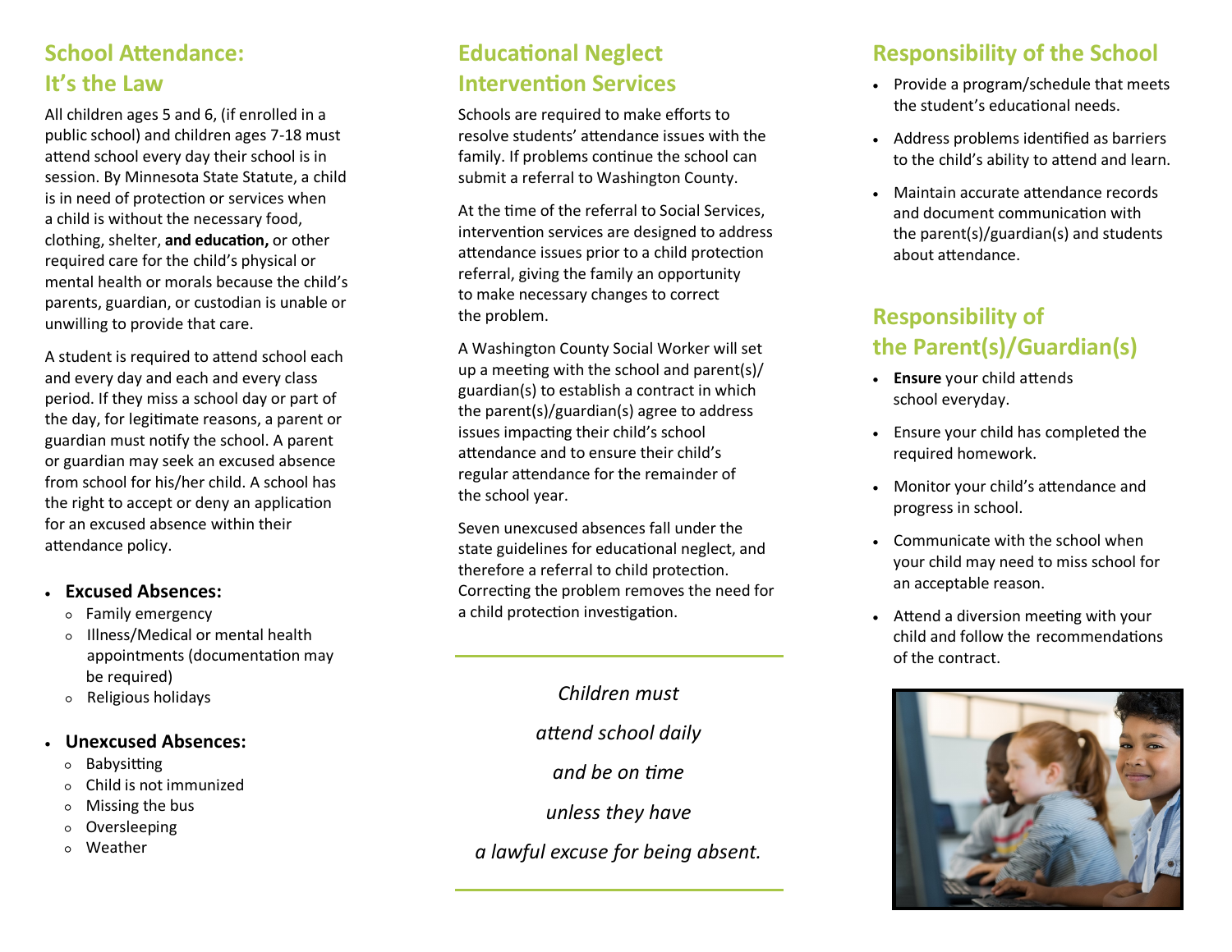## School Attendance: It's the Law

All children ages 5 and 6, (if enrolled in a public school) and children ages 7-18 must attend school every day their school is in session. By Minnesota State Statute, a child is in need of protection or services when a child is without the necessary food, clothing, shelter, **and education,** or other required care for the child's physical or mental health or morals because the child's parents, guardian, or custodian is unable or unwilling to provide that care.

A student is required to attend school each and every day and each and every class period. If they miss a school day or part of the day, for legitimate reasons, a parent or guardian must notify the school. A parent or guardian may seek an excused absence from school for his/her child. A school has the right to accept or deny an application for an excused absence within their attendance policy.

- **Excused Absences:**
  - Family emergency
  - Illness/Medical or mental health appointments (documentation may be required)
  - Religious holidays
- **Unexcused Absences:**
  - Babysitting
  - Child is not immunized
  - Missing the bus
  - Oversleeping
  - Weather

## Educational Neglect Intervention Services

Schools are required to make efforts to resolve students' attendance issues with the family. If problems continue the school can submit a referral to Washington County.

At the time of the referral to Social Services, intervention services are designed to address attendance issues prior to a child protection referral, giving the family an opportunity to make necessary changes to correct the problem.

A Washington County Social Worker will set up a meeting with the school and parent(s)/guardian(s) to establish a contract in which the parent(s)/guardian(s) agree to address issues impacting their child's school attendance and to ensure their child's regular attendance for the remainder of the school year.

Seven unexcused absences fall under the state guidelines for educational neglect, and therefore a referral to child protection. Correcting the problem removes the need for a child protection investigation.

---

*Children must attend school daily and be on time unless they have a lawful excuse for being absent.*

---

## Responsibility of the School

- Provide a program/schedule that meets the student's educational needs.
- Address problems identified as barriers to the child's ability to attend and learn.
- Maintain accurate attendance records and document communication with the parent(s)/guardian(s) and students about attendance.

## Responsibility of the Parent(s)/Guardian(s)

- **Ensure** your child attends school everyday.
- Ensure your child has completed the required homework.
- Monitor your child's attendance and progress in school.
- Communicate with the school when your child may need to miss school for an acceptable reason.
- Attend a diversion meeting with your child and follow the recommendations of the contract.